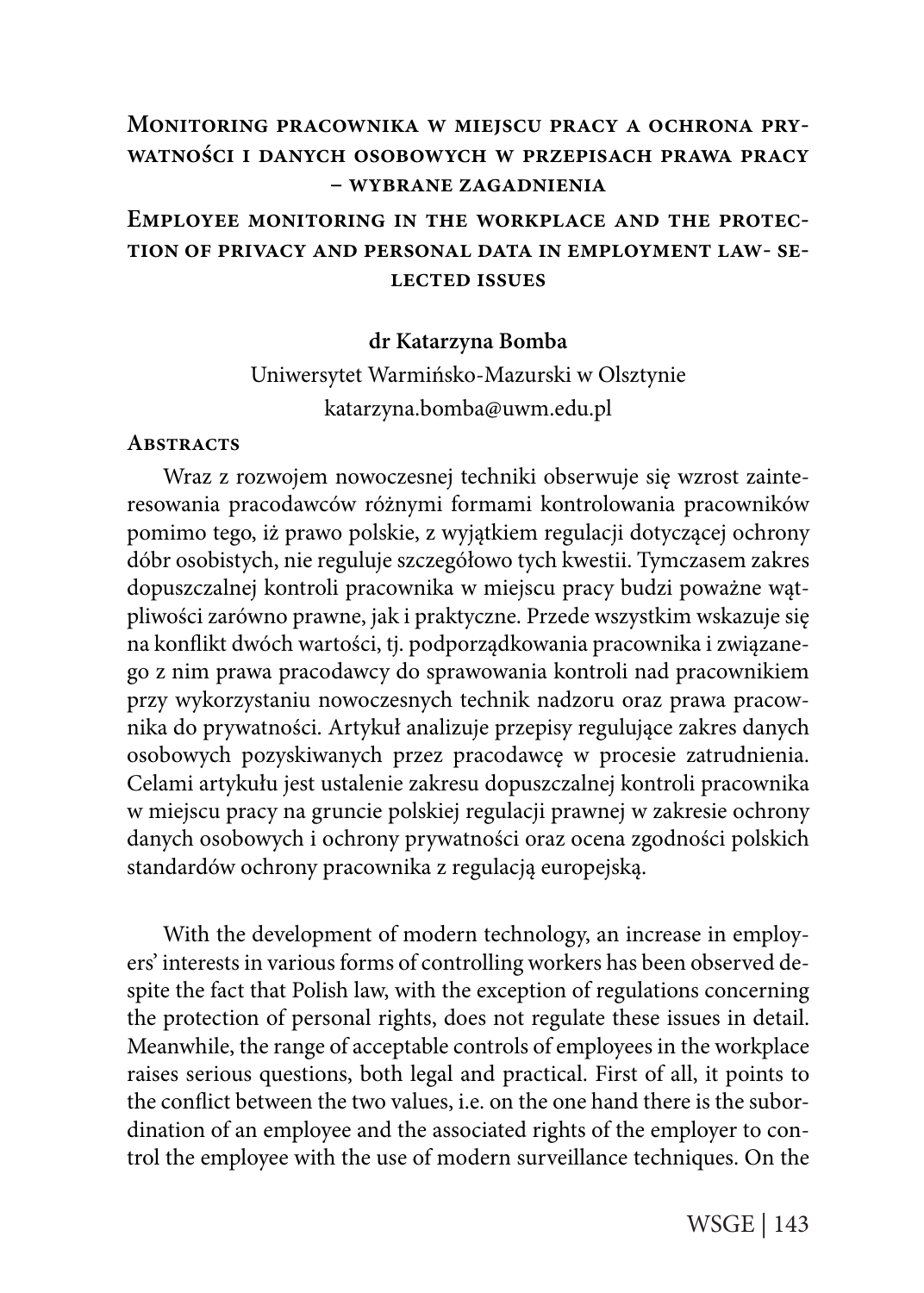# Monitoring pracownika w miejscu pracy a ochrona prywatności i danych osobowych w przepisach prawa pracy – wybrane zagadnienia

# Employee monitoring in the workplace and the protection of privacy and personal data in employment law- selected issues

**dr Katarzyna Bomba**

Uniwersytet Warmińsko-Mazurski w Olsztynie

katarzyna.bomba@uwm.edu.pl

## Abstracts

Wraz z rozwojem nowoczesnej techniki obserwuje się wzrost zainteresowania pracodawców różnymi formami kontrolowania pracowników pomimo tego, iż prawo polskie, z wyjątkiem regulacji dotyczącej ochrony dóbr osobistych, nie reguluje szczegółowo tych kwestii. Tymczasem zakres dopuszczalnej kontroli pracownika w miejscu pracy budzi poważne wątpliwości zarówno prawne, jak i praktyczne. Przede wszystkim wskazuje się na konflikt dwóch wartości, tj. podporządkowania pracownika i związanego z nim prawa pracodawcy do sprawowania kontroli nad pracownikiem przy wykorzystaniu nowoczesnych technik nadzoru oraz prawa pracownika do prywatności. Artykuł analizuje przepisy regulujące zakres danych osobowych pozyskiwanych przez pracodawcę w procesie zatrudnienia. Celami artykułu jest ustalenie zakresu dopuszczalnej kontroli pracownika w miejscu pracy na gruncie polskiej regulacji prawnej w zakresie ochrony danych osobowych i ochrony prywatności oraz ocena zgodności polskich standardów ochrony pracownika z regulacją europejską.

With the development of modern technology, an increase in employers' interests in various forms of controlling workers has been observed despite the fact that Polish law, with the exception of regulations concerning the protection of personal rights, does not regulate these issues in detail. Meanwhile, the range of acceptable controls of employees in the workplace raises serious questions, both legal and practical. First of all, it points to the conflict between the two values, i.e. on the one hand there is the subordination of an employee and the associated rights of the employer to control the employee with the use of modern surveillance techniques. On the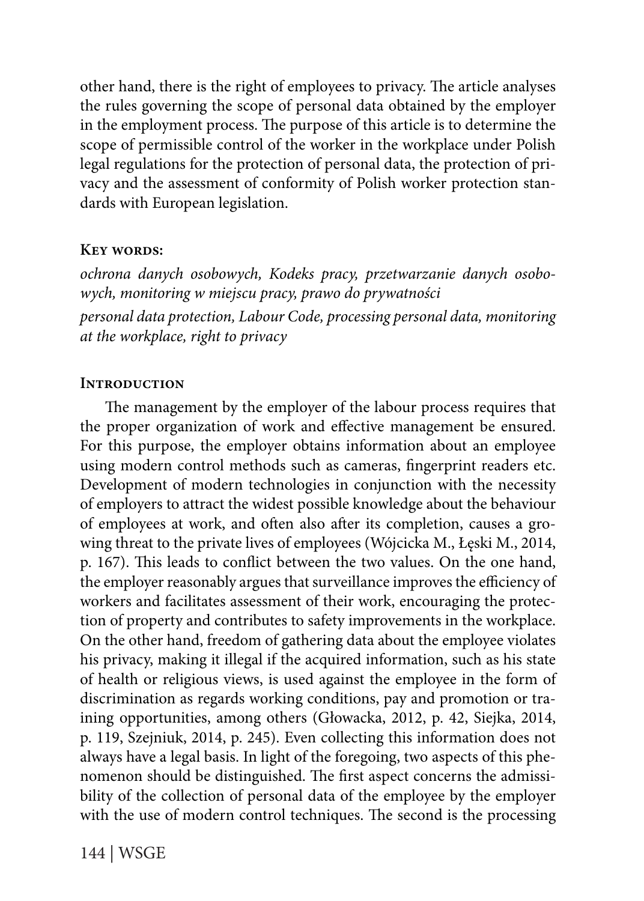other hand, there is the right of employees to privacy. The article analyses the rules governing the scope of personal data obtained by the employer in the employment process. The purpose of this article is to determine the scope of permissible control of the worker in the workplace under Polish legal regulations for the protection of personal data, the protection of privacy and the assessment of conformity of Polish worker protection standards with European legislation.

**Key words:**

*ochrona danych osobowych, Kodeks pracy, przetwarzanie danych osobowych, monitoring w miejscu pracy, prawo do prywatności*

*personal data protection, Labour Code, processing personal data, monitoring at the workplace, right to privacy*

## Introduction

The management by the employer of the labour process requires that the proper organization of work and effective management be ensured. For this purpose, the employer obtains information about an employee using modern control methods such as cameras, fingerprint readers etc. Development of modern technologies in conjunction with the necessity of employers to attract the widest possible knowledge about the behaviour of employees at work, and often also after its completion, causes a growing threat to the private lives of employees (Wójcicka M., Łęski M., 2014, p. 167). This leads to conflict between the two values. On the one hand, the employer reasonably argues that surveillance improves the efficiency of workers and facilitates assessment of their work, encouraging the protection of property and contributes to safety improvements in the workplace. On the other hand, freedom of gathering data about the employee violates his privacy, making it illegal if the acquired information, such as his state of health or religious views, is used against the employee in the form of discrimination as regards working conditions, pay and promotion or training opportunities, among others (Głowacka, 2012, p. 42, Siejka, 2014, p. 119, Szejniuk, 2014, p. 245). Even collecting this information does not always have a legal basis. In light of the foregoing, two aspects of this phenomenon should be distinguished. The first aspect concerns the admissibility of the collection of personal data of the employee by the employer with the use of modern control techniques. The second is the processing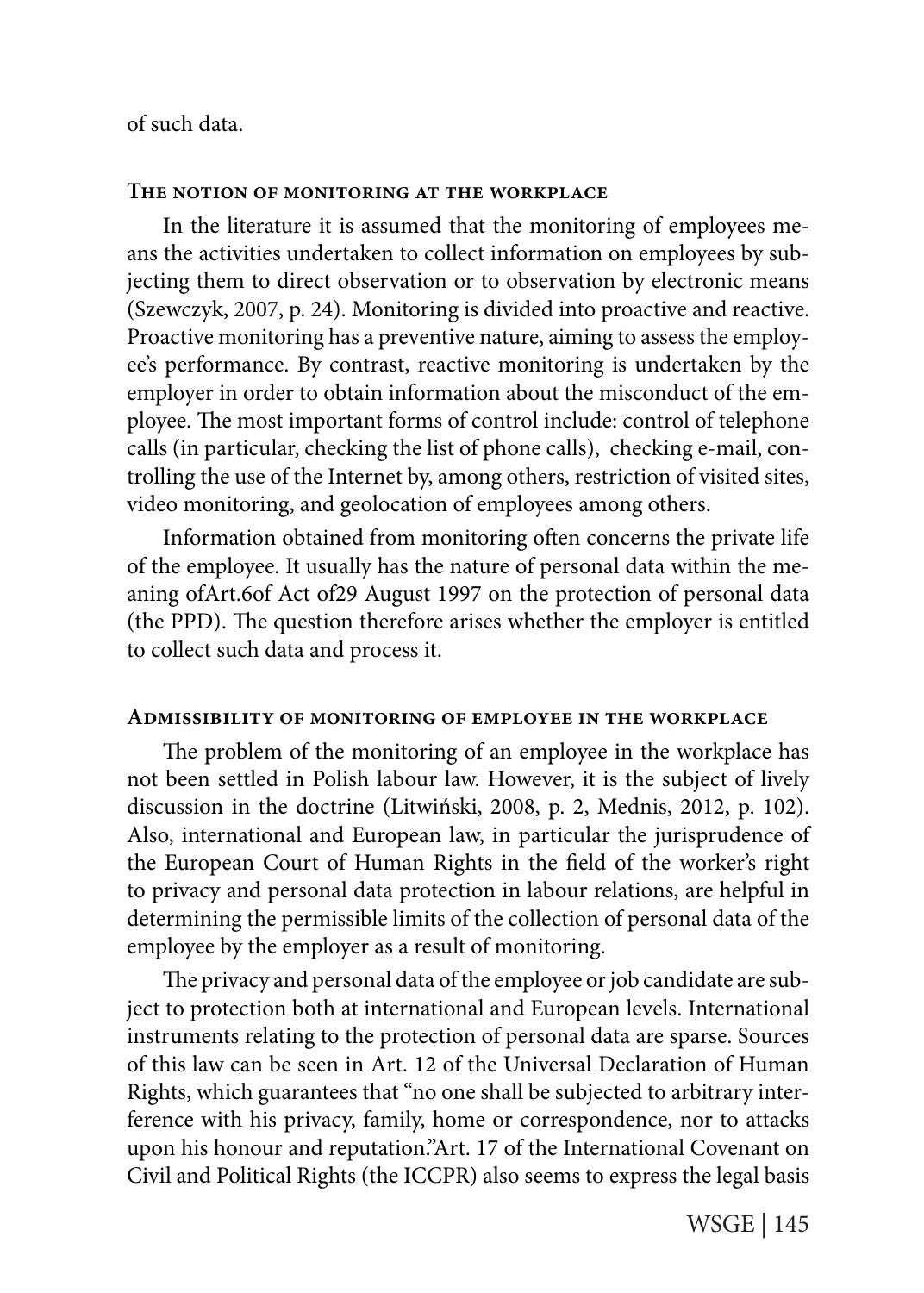of such data.

## The notion of monitoring at the workplace

In the literature it is assumed that the monitoring of employees means the activities undertaken to collect information on employees by subjecting them to direct observation or to observation by electronic means (Szewczyk, 2007, p. 24). Monitoring is divided into proactive and reactive. Proactive monitoring has a preventive nature, aiming to assess the employee's performance. By contrast, reactive monitoring is undertaken by the employer in order to obtain information about the misconduct of the employee. The most important forms of control include: control of telephone calls (in particular, checking the list of phone calls), checking e-mail, controlling the use of the Internet by, among others, restriction of visited sites, video monitoring, and geolocation of employees among others.

Information obtained from monitoring often concerns the private life of the employee. It usually has the nature of personal data within the meaning ofArt.6of Act of29 August 1997 on the protection of personal data (the PPD). The question therefore arises whether the employer is entitled to collect such data and process it.

## Admissibility of monitoring of employee in the workplace

The problem of the monitoring of an employee in the workplace has not been settled in Polish labour law. However, it is the subject of lively discussion in the doctrine (Litwiński, 2008, p. 2, Mednis, 2012, p. 102). Also, international and European law, in particular the jurisprudence of the European Court of Human Rights in the field of the worker's right to privacy and personal data protection in labour relations, are helpful in determining the permissible limits of the collection of personal data of the employee by the employer as a result of monitoring.

The privacy and personal data of the employee or job candidate are subject to protection both at international and European levels. International instruments relating to the protection of personal data are sparse. Sources of this law can be seen in Art. 12 of the Universal Declaration of Human Rights, which guarantees that "no one shall be subjected to arbitrary interference with his privacy, family, home or correspondence, nor to attacks upon his honour and reputation."Art. 17 of the International Covenant on Civil and Political Rights (the ICCPR) also seems to express the legal basis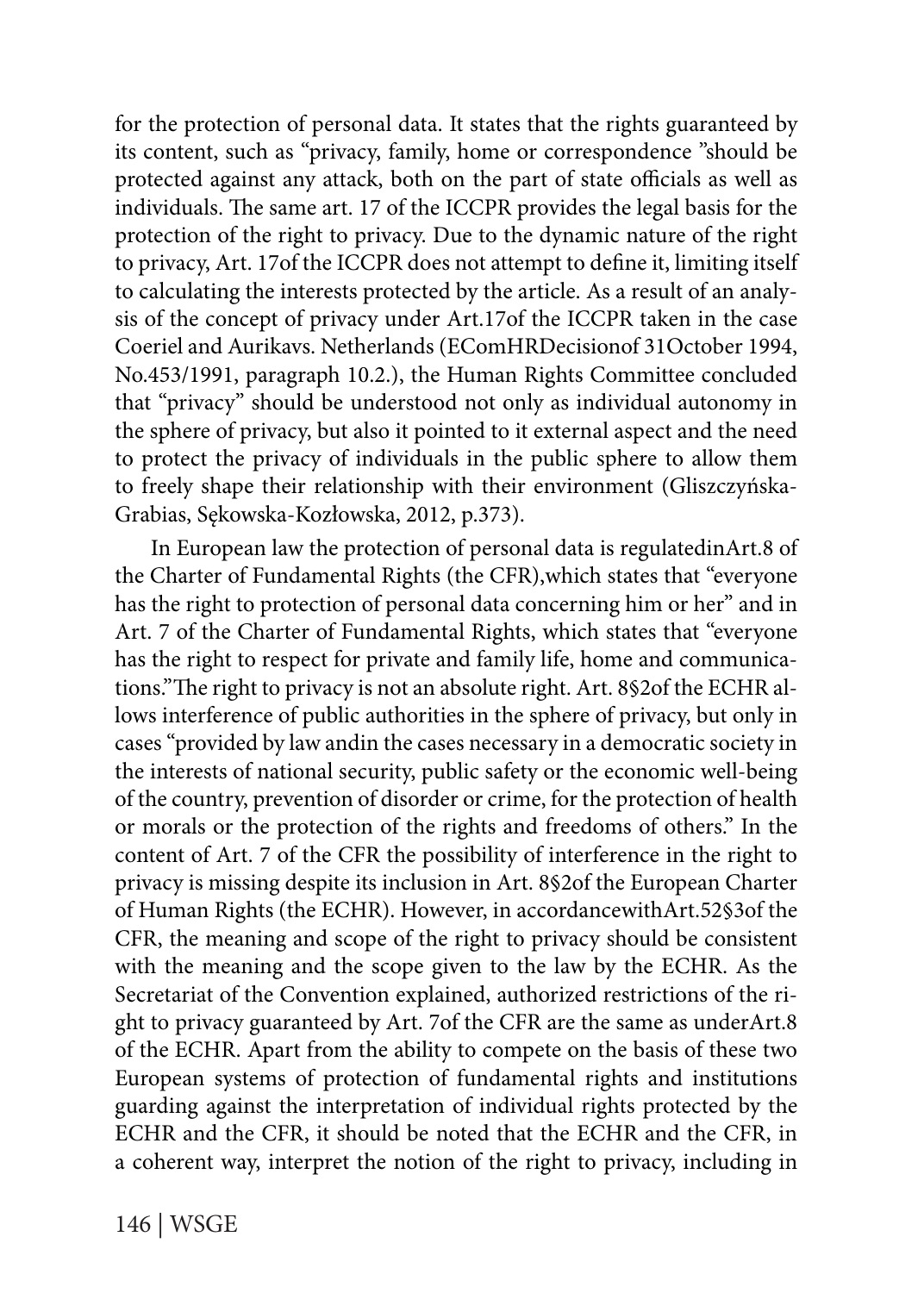for the protection of personal data. It states that the rights guaranteed by its content, such as "privacy, family, home or correspondence "should be protected against any attack, both on the part of state officials as well as individuals. The same art. 17 of the ICCPR provides the legal basis for the protection of the right to privacy. Due to the dynamic nature of the right to privacy, Art. 17of the ICCPR does not attempt to define it, limiting itself to calculating the interests protected by the article. As a result of an analysis of the concept of privacy under Art.17of the ICCPR taken in the case Coeriel and Aurikavs. Netherlands (EComHRDecisionof 31October 1994, No.453/1991, paragraph 10.2.), the Human Rights Committee concluded that "privacy" should be understood not only as individual autonomy in the sphere of privacy, but also it pointed to it external aspect and the need to protect the privacy of individuals in the public sphere to allow them to freely shape their relationship with their environment (Gliszczyńska-Grabias, Sękowska-Kozłowska, 2012, p.373).

In European law the protection of personal data is regulatedinArt.8 of the Charter of Fundamental Rights (the CFR),which states that "everyone has the right to protection of personal data concerning him or her" and in Art. 7 of the Charter of Fundamental Rights, which states that "everyone has the right to respect for private and family life, home and communications."The right to privacy is not an absolute right. Art. 8§2of the ECHR allows interference of public authorities in the sphere of privacy, but only in cases "provided by law andin the cases necessary in a democratic society in the interests of national security, public safety or the economic well-being of the country, prevention of disorder or crime, for the protection of health or morals or the protection of the rights and freedoms of others." In the content of Art. 7 of the CFR the possibility of interference in the right to privacy is missing despite its inclusion in Art. 8§2of the European Charter of Human Rights (the ECHR). However, in accordancewithArt.52§3of the CFR, the meaning and scope of the right to privacy should be consistent with the meaning and the scope given to the law by the ECHR. As the Secretariat of the Convention explained, authorized restrictions of the right to privacy guaranteed by Art. 7of the CFR are the same as underArt.8 of the ECHR. Apart from the ability to compete on the basis of these two European systems of protection of fundamental rights and institutions guarding against the interpretation of individual rights protected by the ECHR and the CFR, it should be noted that the ECHR and the CFR, in a coherent way, interpret the notion of the right to privacy, including in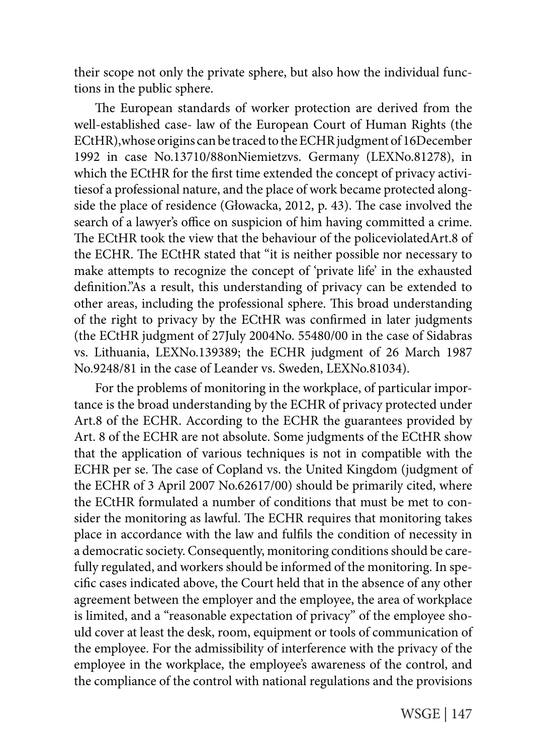their scope not only the private sphere, but also how the individual functions in the public sphere.

The European standards of worker protection are derived from the well-established case- law of the European Court of Human Rights (the ECtHR),whose origins can be traced to the ECHR judgment of 16December 1992 in case No.13710/88onNiemietzvs. Germany (LEXNo.81278), in which the ECtHR for the first time extended the concept of privacy activitiesof a professional nature, and the place of work became protected alongside the place of residence (Głowacka, 2012, p. 43). The case involved the search of a lawyer's office on suspicion of him having committed a crime. The ECtHR took the view that the behaviour of the policeviolatedArt.8 of the ECHR. The ECtHR stated that "it is neither possible nor necessary to make attempts to recognize the concept of 'private life' in the exhausted definition."As a result, this understanding of privacy can be extended to other areas, including the professional sphere. This broad understanding of the right to privacy by the ECtHR was confirmed in later judgments (the ECtHR judgment of 27July 2004No. 55480/00 in the case of Sidabras vs. Lithuania, LEXNo.139389; the ECHR judgment of 26 March 1987 No.9248/81 in the case of Leander vs. Sweden, LEXNo.81034).

For the problems of monitoring in the workplace, of particular importance is the broad understanding by the ECHR of privacy protected under Art.8 of the ECHR. According to the ECHR the guarantees provided by Art. 8 of the ECHR are not absolute. Some judgments of the ECtHR show that the application of various techniques is not in compatible with the ECHR per se. The case of Copland vs. the United Kingdom (judgment of the ECHR of 3 April 2007 No.62617/00) should be primarily cited, where the ECtHR formulated a number of conditions that must be met to consider the monitoring as lawful. The ECHR requires that monitoring takes place in accordance with the law and fulfils the condition of necessity in a democratic society. Consequently, monitoring conditions should be carefully regulated, and workers should be informed of the monitoring. In specific cases indicated above, the Court held that in the absence of any other agreement between the employer and the employee, the area of workplace is limited, and a "reasonable expectation of privacy" of the employee should cover at least the desk, room, equipment or tools of communication of the employee. For the admissibility of interference with the privacy of the employee in the workplace, the employee's awareness of the control, and the compliance of the control with national regulations and the provisions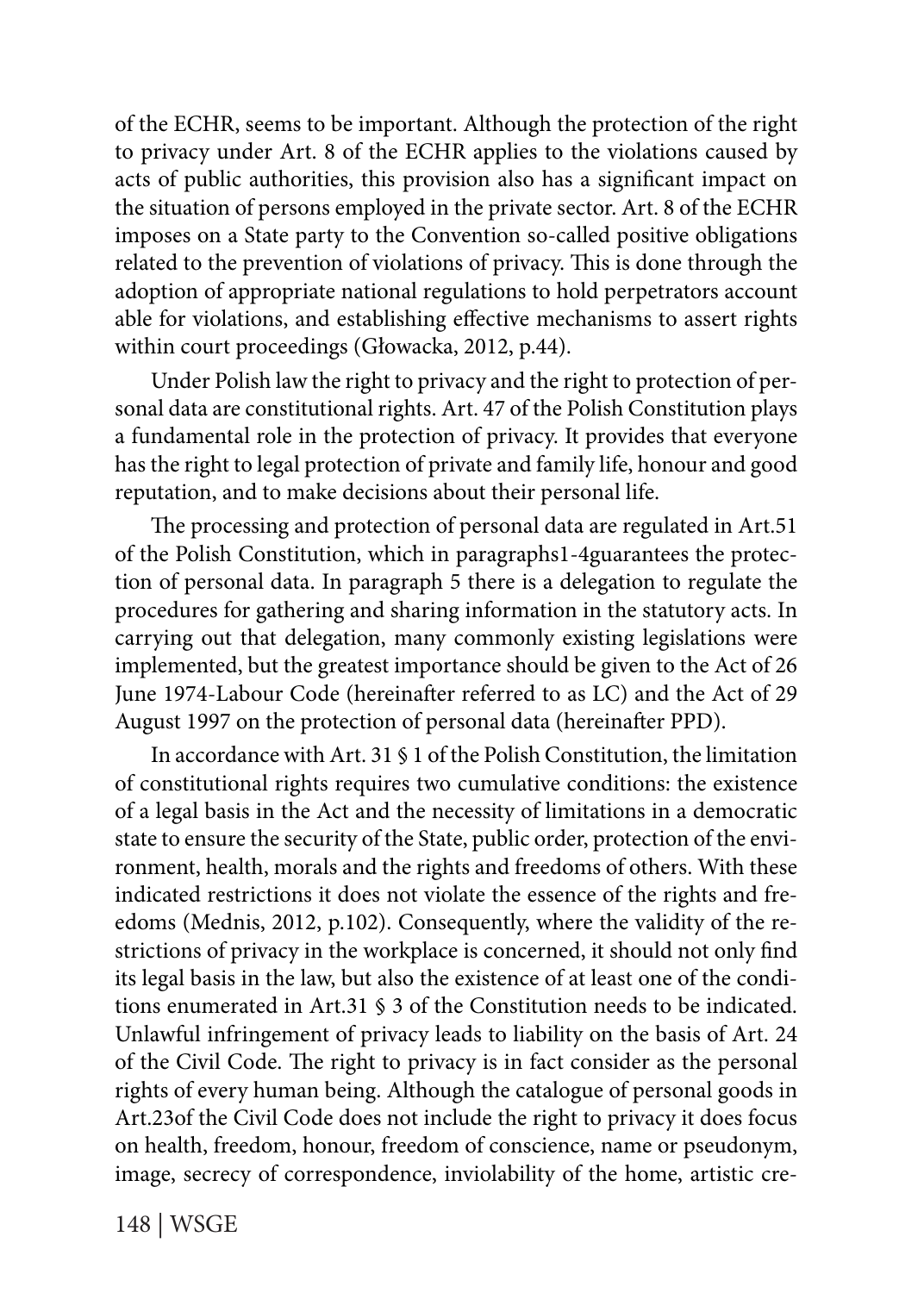of the ECHR, seems to be important. Although the protection of the right to privacy under Art. 8 of the ECHR applies to the violations caused by acts of public authorities, this provision also has a significant impact on the situation of persons employed in the private sector. Art. 8 of the ECHR imposes on a State party to the Convention so-called positive obligations related to the prevention of violations of privacy. This is done through the adoption of appropriate national regulations to hold perpetrators account able for violations, and establishing effective mechanisms to assert rights within court proceedings (Głowacka, 2012, p.44).

Under Polish law the right to privacy and the right to protection of personal data are constitutional rights. Art. 47 of the Polish Constitution plays a fundamental role in the protection of privacy. It provides that everyone has the right to legal protection of private and family life, honour and good reputation, and to make decisions about their personal life.

The processing and protection of personal data are regulated in Art.51 of the Polish Constitution, which in paragraphs1-4guarantees the protection of personal data. In paragraph 5 there is a delegation to regulate the procedures for gathering and sharing information in the statutory acts. In carrying out that delegation, many commonly existing legislations were implemented, but the greatest importance should be given to the Act of 26 June 1974-Labour Code (hereinafter referred to as LC) and the Act of 29 August 1997 on the protection of personal data (hereinafter PPD).

In accordance with Art. 31 § 1 of the Polish Constitution, the limitation of constitutional rights requires two cumulative conditions: the existence of a legal basis in the Act and the necessity of limitations in a democratic state to ensure the security of the State, public order, protection of the environment, health, morals and the rights and freedoms of others. With these indicated restrictions it does not violate the essence of the rights and freedoms (Mednis, 2012, p.102). Consequently, where the validity of the restrictions of privacy in the workplace is concerned, it should not only find its legal basis in the law, but also the existence of at least one of the conditions enumerated in Art.31 § 3 of the Constitution needs to be indicated. Unlawful infringement of privacy leads to liability on the basis of Art. 24 of the Civil Code. The right to privacy is in fact consider as the personal rights of every human being. Although the catalogue of personal goods in Art.23of the Civil Code does not include the right to privacy it does focus on health, freedom, honour, freedom of conscience, name or pseudonym, image, secrecy of correspondence, inviolability of the home, artistic cre-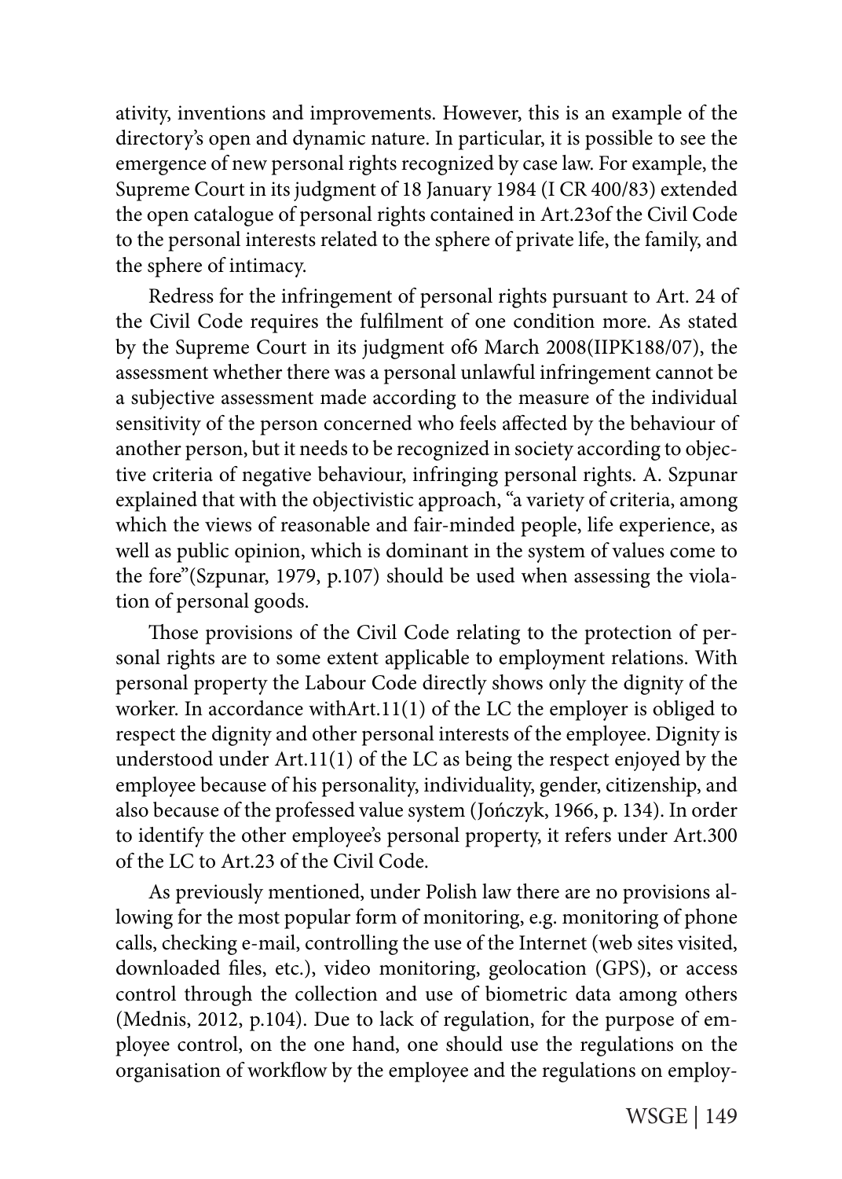ativity, inventions and improvements. However, this is an example of the directory's open and dynamic nature. In particular, it is possible to see the emergence of new personal rights recognized by case law. For example, the Supreme Court in its judgment of 18 January 1984 (I CR 400/83) extended the open catalogue of personal rights contained in Art.23of the Civil Code to the personal interests related to the sphere of private life, the family, and the sphere of intimacy.

Redress for the infringement of personal rights pursuant to Art. 24 of the Civil Code requires the fulfilment of one condition more. As stated by the Supreme Court in its judgment of6 March 2008(IIPK188/07), the assessment whether there was a personal unlawful infringement cannot be a subjective assessment made according to the measure of the individual sensitivity of the person concerned who feels affected by the behaviour of another person, but it needs to be recognized in society according to objective criteria of negative behaviour, infringing personal rights. A. Szpunar explained that with the objectivistic approach, "a variety of criteria, among which the views of reasonable and fair-minded people, life experience, as well as public opinion, which is dominant in the system of values come to the fore"(Szpunar, 1979, p.107) should be used when assessing the violation of personal goods.

Those provisions of the Civil Code relating to the protection of personal rights are to some extent applicable to employment relations. With personal property the Labour Code directly shows only the dignity of the worker. In accordance withArt.11(1) of the LC the employer is obliged to respect the dignity and other personal interests of the employee. Dignity is understood under Art.11(1) of the LC as being the respect enjoyed by the employee because of his personality, individuality, gender, citizenship, and also because of the professed value system (Jończyk, 1966, p. 134). In order to identify the other employee's personal property, it refers under Art.300 of the LC to Art.23 of the Civil Code.

As previously mentioned, under Polish law there are no provisions allowing for the most popular form of monitoring, e.g. monitoring of phone calls, checking e-mail, controlling the use of the Internet (web sites visited, downloaded files, etc.), video monitoring, geolocation (GPS), or access control through the collection and use of biometric data among others (Mednis, 2012, p.104). Due to lack of regulation, for the purpose of employee control, on the one hand, one should use the regulations on the organisation of workflow by the employee and the regulations on employ-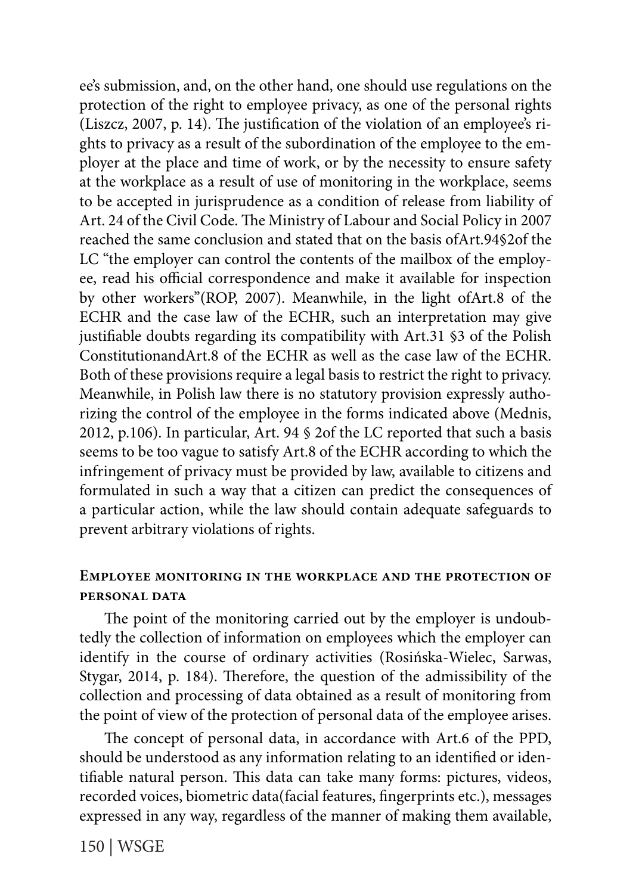ee's submission, and, on the other hand, one should use regulations on the protection of the right to employee privacy, as one of the personal rights (Liszcz, 2007, p. 14). The justification of the violation of an employee's rights to privacy as a result of the subordination of the employee to the employer at the place and time of work, or by the necessity to ensure safety at the workplace as a result of use of monitoring in the workplace, seems to be accepted in jurisprudence as a condition of release from liability of Art. 24 of the Civil Code. The Ministry of Labour and Social Policy in 2007 reached the same conclusion and stated that on the basis ofArt.94§2of the LC "the employer can control the contents of the mailbox of the employee, read his official correspondence and make it available for inspection by other workers"(ROP, 2007). Meanwhile, in the light ofArt.8 of the ECHR and the case law of the ECHR, such an interpretation may give justifiable doubts regarding its compatibility with Art.31 §3 of the Polish ConstitutionandArt.8 of the ECHR as well as the case law of the ECHR. Both of these provisions require a legal basis to restrict the right to privacy. Meanwhile, in Polish law there is no statutory provision expressly authorizing the control of the employee in the forms indicated above (Mednis, 2012, p.106). In particular, Art. 94 § 2of the LC reported that such a basis seems to be too vague to satisfy Art.8 of the ECHR according to which the infringement of privacy must be provided by law, available to citizens and formulated in such a way that a citizen can predict the consequences of a particular action, while the law should contain adequate safeguards to prevent arbitrary violations of rights.

## Employee monitoring in the workplace and the protection of personal data

The point of the monitoring carried out by the employer is undoubtedly the collection of information on employees which the employer can identify in the course of ordinary activities (Rosińska-Wielec, Sarwas, Stygar, 2014, p. 184). Therefore, the question of the admissibility of the collection and processing of data obtained as a result of monitoring from the point of view of the protection of personal data of the employee arises.

The concept of personal data, in accordance with Art.6 of the PPD, should be understood as any information relating to an identified or identifiable natural person. This data can take many forms: pictures, videos, recorded voices, biometric data(facial features, fingerprints etc.), messages expressed in any way, regardless of the manner of making them available,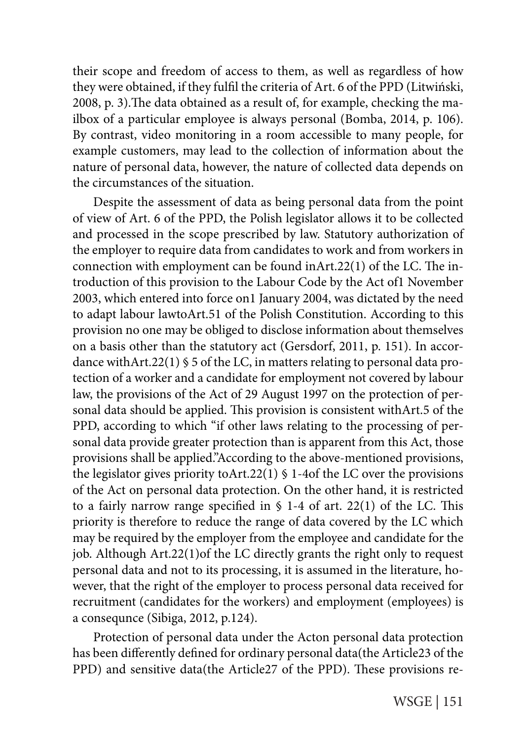their scope and freedom of access to them, as well as regardless of how they were obtained, if they fulfil the criteria of Art. 6 of the PPD (Litwiński, 2008, p. 3).The data obtained as a result of, for example, checking the mailbox of a particular employee is always personal (Bomba, 2014, p. 106). By contrast, video monitoring in a room accessible to many people, for example customers, may lead to the collection of information about the nature of personal data, however, the nature of collected data depends on the circumstances of the situation.

Despite the assessment of data as being personal data from the point of view of Art. 6 of the PPD, the Polish legislator allows it to be collected and processed in the scope prescribed by law. Statutory authorization of the employer to require data from candidates to work and from workers in connection with employment can be found inArt.22(1) of the LC. The introduction of this provision to the Labour Code by the Act of1 November 2003, which entered into force on1 January 2004, was dictated by the need to adapt labour lawtoArt.51 of the Polish Constitution. According to this provision no one may be obliged to disclose information about themselves on a basis other than the statutory act (Gersdorf, 2011, p. 151). In accordance withArt.22(1) § 5 of the LC, in matters relating to personal data protection of a worker and a candidate for employment not covered by labour law, the provisions of the Act of 29 August 1997 on the protection of personal data should be applied. This provision is consistent withArt.5 of the PPD, according to which "if other laws relating to the processing of personal data provide greater protection than is apparent from this Act, those provisions shall be applied."According to the above-mentioned provisions, the legislator gives priority toArt.22(1) § 1-4of the LC over the provisions of the Act on personal data protection. On the other hand, it is restricted to a fairly narrow range specified in § 1-4 of art. 22(1) of the LC. This priority is therefore to reduce the range of data covered by the LC which may be required by the employer from the employee and candidate for the job. Although Art.22(1)of the LC directly grants the right only to request personal data and not to its processing, it is assumed in the literature, however, that the right of the employer to process personal data received for recruitment (candidates for the workers) and employment (employees) is a consequnce (Sibiga, 2012, p.124).

Protection of personal data under the Acton personal data protection has been differently defined for ordinary personal data(the Article23 of the PPD) and sensitive data(the Article27 of the PPD). These provisions re-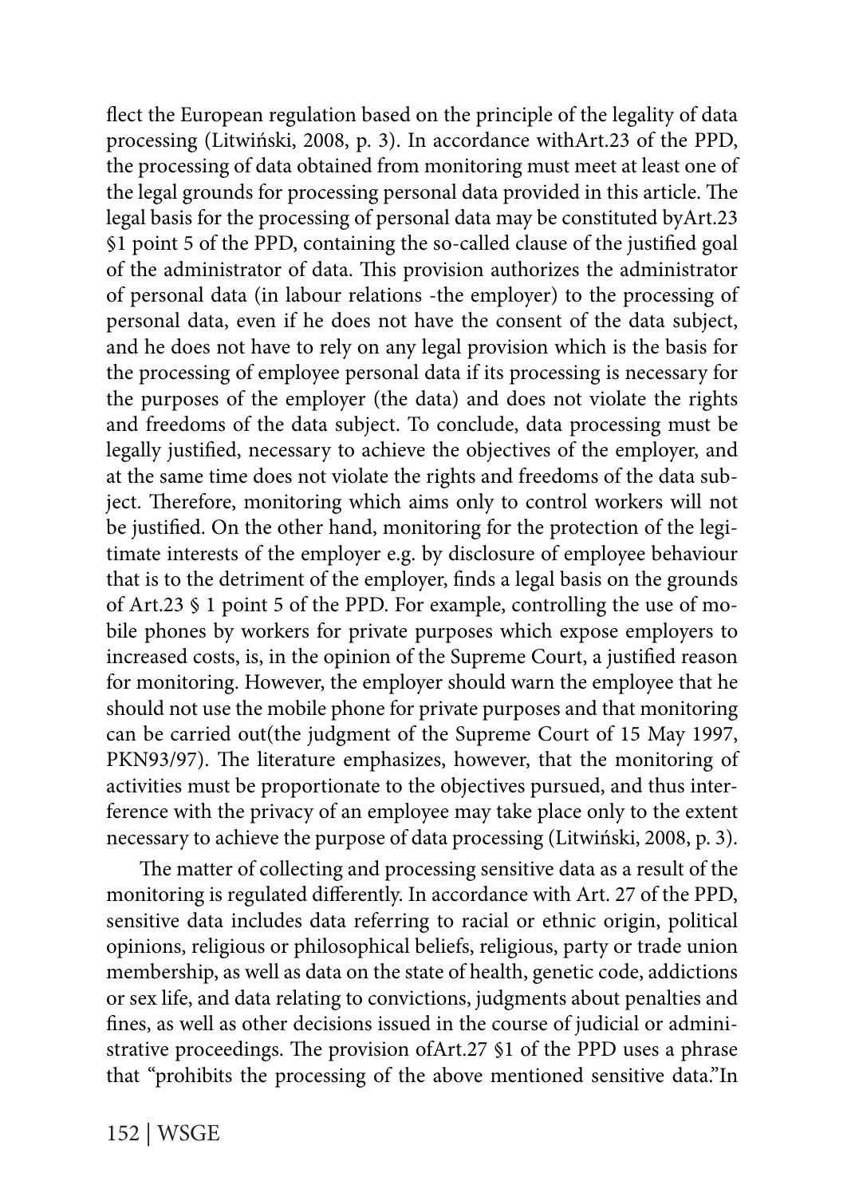flect the European regulation based on the principle of the legality of data processing (Litwiński, 2008, p. 3). In accordance withArt.23 of the PPD, the processing of data obtained from monitoring must meet at least one of the legal grounds for processing personal data provided in this article. The legal basis for the processing of personal data may be constituted byArt.23 §1 point 5 of the PPD, containing the so-called clause of the justified goal of the administrator of data. This provision authorizes the administrator of personal data (in labour relations -the employer) to the processing of personal data, even if he does not have the consent of the data subject, and he does not have to rely on any legal provision which is the basis for the processing of employee personal data if its processing is necessary for the purposes of the employer (the data) and does not violate the rights and freedoms of the data subject. To conclude, data processing must be legally justified, necessary to achieve the objectives of the employer, and at the same time does not violate the rights and freedoms of the data subject. Therefore, monitoring which aims only to control workers will not be justified. On the other hand, monitoring for the protection of the legitimate interests of the employer e.g. by disclosure of employee behaviour that is to the detriment of the employer, finds a legal basis on the grounds of Art.23 § 1 point 5 of the PPD. For example, controlling the use of mobile phones by workers for private purposes which expose employers to increased costs, is, in the opinion of the Supreme Court, a justified reason for monitoring. However, the employer should warn the employee that he should not use the mobile phone for private purposes and that monitoring can be carried out(the judgment of the Supreme Court of 15 May 1997, PKN93/97). The literature emphasizes, however, that the monitoring of activities must be proportionate to the objectives pursued, and thus interference with the privacy of an employee may take place only to the extent necessary to achieve the purpose of data processing (Litwiński, 2008, p. 3).

The matter of collecting and processing sensitive data as a result of the monitoring is regulated differently. In accordance with Art. 27 of the PPD, sensitive data includes data referring to racial or ethnic origin, political opinions, religious or philosophical beliefs, religious, party or trade union membership, as well as data on the state of health, genetic code, addictions or sex life, and data relating to convictions, judgments about penalties and fines, as well as other decisions issued in the course of judicial or administrative proceedings. The provision ofArt.27 §1 of the PPD uses a phrase that "prohibits the processing of the above mentioned sensitive data."In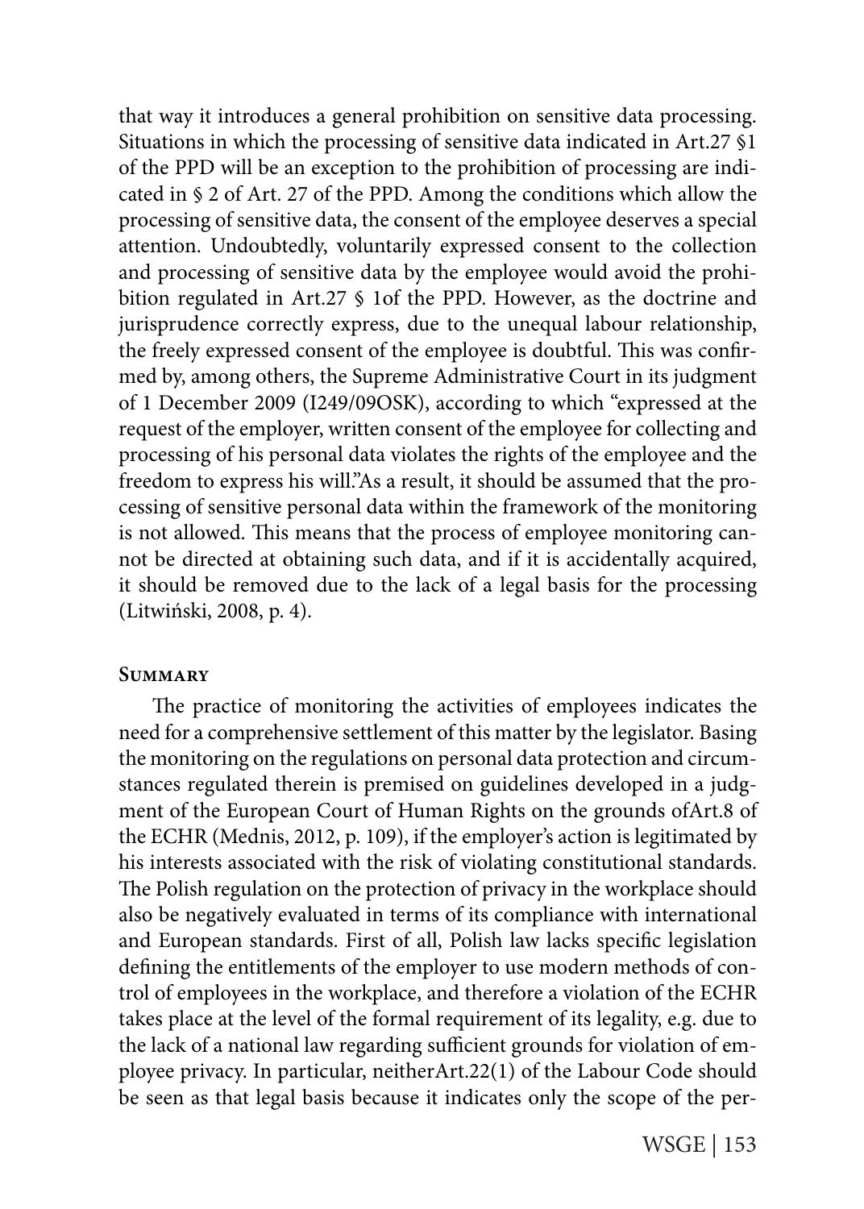that way it introduces a general prohibition on sensitive data processing. Situations in which the processing of sensitive data indicated in Art.27 §1 of the PPD will be an exception to the prohibition of processing are indicated in § 2 of Art. 27 of the PPD. Among the conditions which allow the processing of sensitive data, the consent of the employee deserves a special attention. Undoubtedly, voluntarily expressed consent to the collection and processing of sensitive data by the employee would avoid the prohibition regulated in Art.27 § 1of the PPD. However, as the doctrine and jurisprudence correctly express, due to the unequal labour relationship, the freely expressed consent of the employee is doubtful. This was confirmed by, among others, the Supreme Administrative Court in its judgment of 1 December 2009 (I249/09OSK), according to which "expressed at the request of the employer, written consent of the employee for collecting and processing of his personal data violates the rights of the employee and the freedom to express his will."As a result, it should be assumed that the processing of sensitive personal data within the framework of the monitoring is not allowed. This means that the process of employee monitoring cannot be directed at obtaining such data, and if it is accidentally acquired, it should be removed due to the lack of a legal basis for the processing (Litwiński, 2008, p. 4).

## Summary

The practice of monitoring the activities of employees indicates the need for a comprehensive settlement of this matter by the legislator. Basing the monitoring on the regulations on personal data protection and circumstances regulated therein is premised on guidelines developed in a judgment of the European Court of Human Rights on the grounds ofArt.8 of the ECHR (Mednis, 2012, p. 109), if the employer's action is legitimated by his interests associated with the risk of violating constitutional standards. The Polish regulation on the protection of privacy in the workplace should also be negatively evaluated in terms of its compliance with international and European standards. First of all, Polish law lacks specific legislation defining the entitlements of the employer to use modern methods of control of employees in the workplace, and therefore a violation of the ECHR takes place at the level of the formal requirement of its legality, e.g. due to the lack of a national law regarding sufficient grounds for violation of employee privacy. In particular, neitherArt.22(1) of the Labour Code should be seen as that legal basis because it indicates only the scope of the per-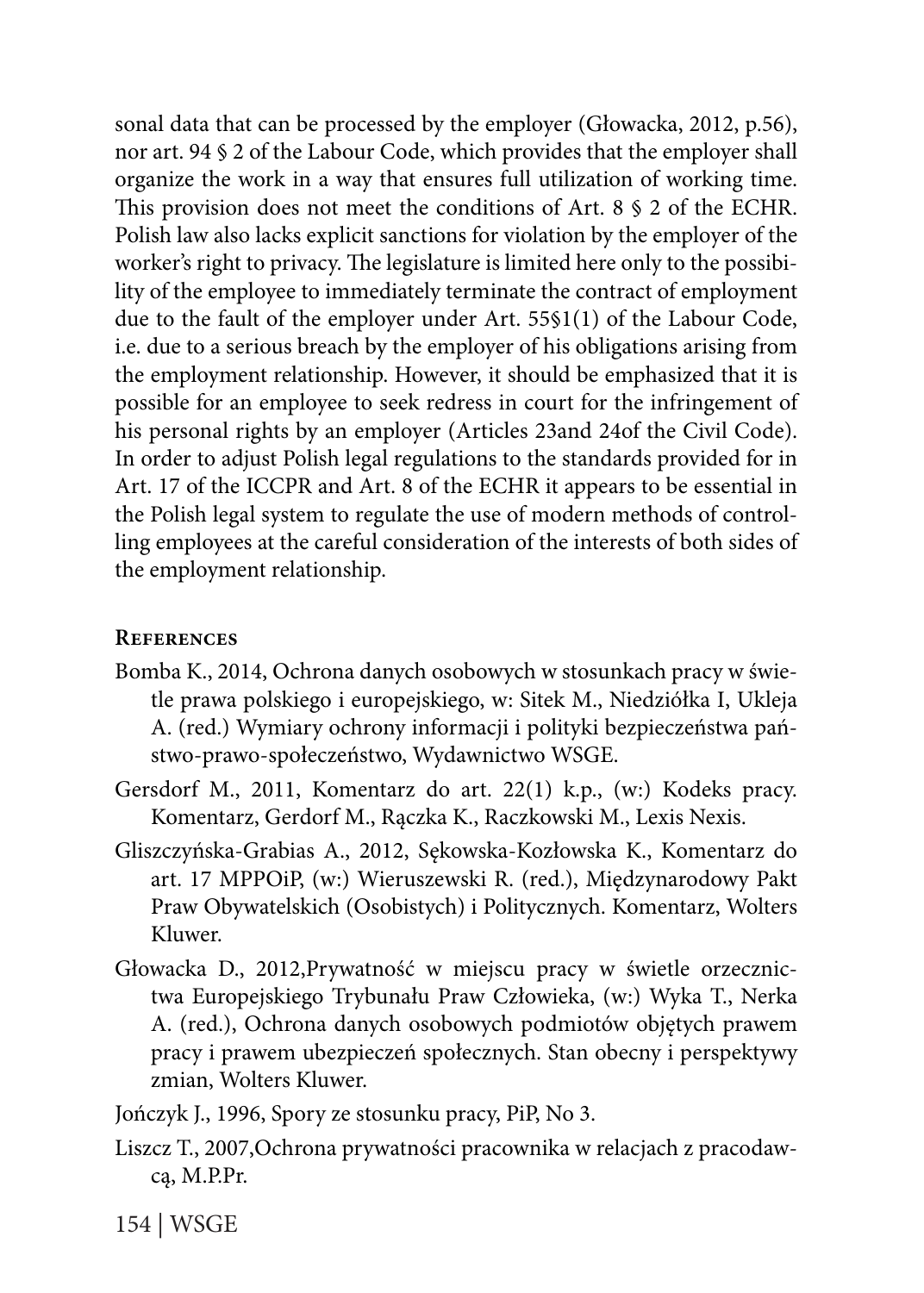sonal data that can be processed by the employer (Głowacka, 2012, p.56), nor art. 94 § 2 of the Labour Code, which provides that the employer shall organize the work in a way that ensures full utilization of working time. This provision does not meet the conditions of Art. 8 § 2 of the ECHR. Polish law also lacks explicit sanctions for violation by the employer of the worker's right to privacy. The legislature is limited here only to the possibility of the employee to immediately terminate the contract of employment due to the fault of the employer under Art. 55§1(1) of the Labour Code, i.e. due to a serious breach by the employer of his obligations arising from the employment relationship. However, it should be emphasized that it is possible for an employee to seek redress in court for the infringement of his personal rights by an employer (Articles 23and 24of the Civil Code). In order to adjust Polish legal regulations to the standards provided for in Art. 17 of the ICCPR and Art. 8 of the ECHR it appears to be essential in the Polish legal system to regulate the use of modern methods of controlling employees at the careful consideration of the interests of both sides of the employment relationship.

## References

Bomba K., 2014, Ochrona danych osobowych w stosunkach pracy w świetle prawa polskiego i europejskiego, w: Sitek M., Niedziółka I, Ukleja A. (red.) Wymiary ochrony informacji i polityki bezpieczeństwa państwo-prawo-społeczeństwo, Wydawnictwo WSGE.

Gersdorf M., 2011, Komentarz do art. 22(1) k.p., (w:) Kodeks pracy. Komentarz, Gerdorf M., Rączka K., Raczkowski M., Lexis Nexis.

Gliszczyńska-Grabias A., 2012, Sękowska-Kozłowska K., Komentarz do art. 17 MPPOiP, (w:) Wieruszewski R. (red.), Międzynarodowy Pakt Praw Obywatelskich (Osobistych) i Politycznych. Komentarz, Wolters Kluwer.

Głowacka D., 2012,Prywatność w miejscu pracy w świetle orzecznictwa Europejskiego Trybunału Praw Człowieka, (w:) Wyka T., Nerka A. (red.), Ochrona danych osobowych podmiotów objętych prawem pracy i prawem ubezpieczeń społecznych. Stan obecny i perspektywy zmian, Wolters Kluwer.

Jończyk J., 1996, Spory ze stosunku pracy, PiP, No 3.

Liszcz T., 2007,Ochrona prywatności pracownika w relacjach z pracodawcą, M.P.Pr.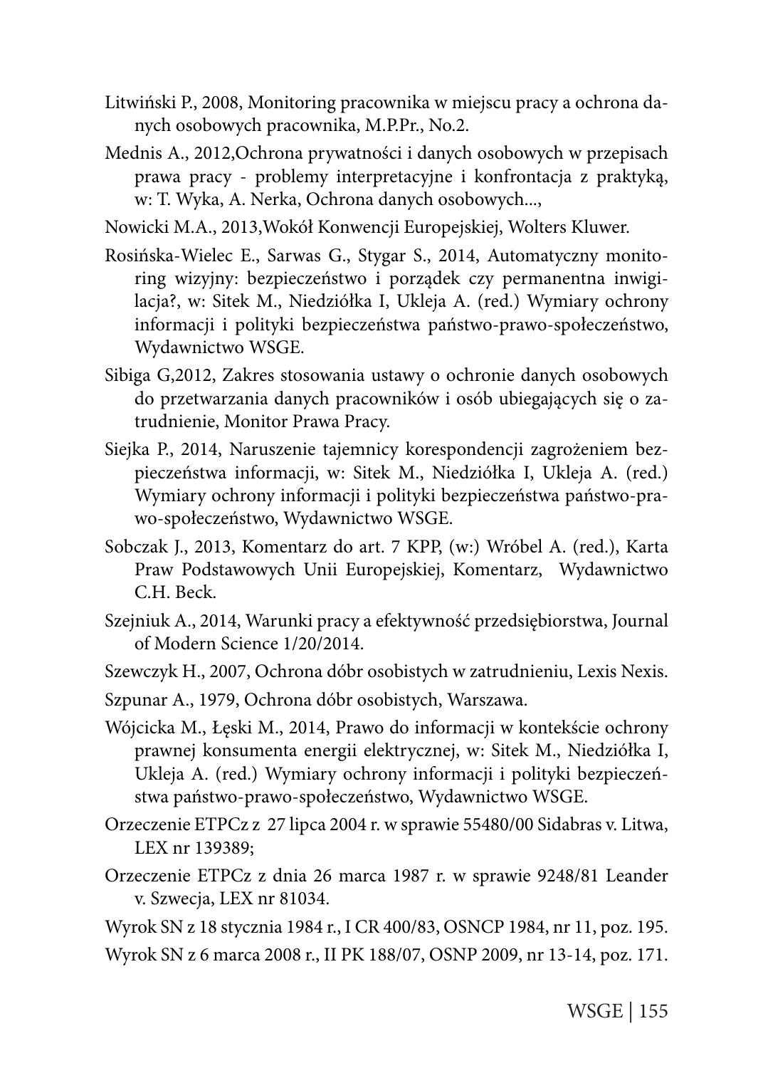Litwiński P., 2008, Monitoring pracownika w miejscu pracy a ochrona danych osobowych pracownika, M.P.Pr., No.2.

Mednis A., 2012,Ochrona prywatności i danych osobowych w przepisach prawa pracy - problemy interpretacyjne i konfrontacja z praktyką, w: T. Wyka, A. Nerka, Ochrona danych osobowych...,

Nowicki M.A., 2013,Wokół Konwencji Europejskiej, Wolters Kluwer.

Rosińska-Wielec E., Sarwas G., Stygar S., 2014, Automatyczny monitoring wizyjny: bezpieczeństwo i porządek czy permanentna inwigilacja?, w: Sitek M., Niedziółka I, Ukleja A. (red.) Wymiary ochrony informacji i polityki bezpieczeństwa państwo-prawo-społeczeństwo, Wydawnictwo WSGE.

Sibiga G,2012, Zakres stosowania ustawy o ochronie danych osobowych do przetwarzania danych pracowników i osób ubiegających się o zatrudnienie, Monitor Prawa Pracy.

Siejka P., 2014, Naruszenie tajemnicy korespondencji zagrożeniem bezpieczeństwa informacji, w: Sitek M., Niedziółka I, Ukleja A. (red.) Wymiary ochrony informacji i polityki bezpieczeństwa państwo-prawo-społeczeństwo, Wydawnictwo WSGE.

Sobczak J., 2013, Komentarz do art. 7 KPP, (w:) Wróbel A. (red.), Karta Praw Podstawowych Unii Europejskiej, Komentarz, Wydawnictwo C.H. Beck.

Szejniuk A., 2014, Warunki pracy a efektywność przedsiębiorstwa, Journal of Modern Science 1/20/2014.

Szewczyk H., 2007, Ochrona dóbr osobistych w zatrudnieniu, Lexis Nexis.

Szpunar A., 1979, Ochrona dóbr osobistych, Warszawa.

Wójcicka M., Łęski M., 2014, Prawo do informacji w kontekście ochrony prawnej konsumenta energii elektrycznej, w: Sitek M., Niedziółka I, Ukleja A. (red.) Wymiary ochrony informacji i polityki bezpieczeństwa państwo-prawo-społeczeństwo, Wydawnictwo WSGE.

Orzeczenie ETPCz z 27 lipca 2004 r. w sprawie 55480/00 Sidabras v. Litwa, LEX nr 139389;

Orzeczenie ETPCz z dnia 26 marca 1987 r. w sprawie 9248/81 Leander v. Szwecja, LEX nr 81034.

Wyrok SN z 18 stycznia 1984 r., I CR 400/83, OSNCP 1984, nr 11, poz. 195.

Wyrok SN z 6 marca 2008 r., II PK 188/07, OSNP 2009, nr 13-14, poz. 171.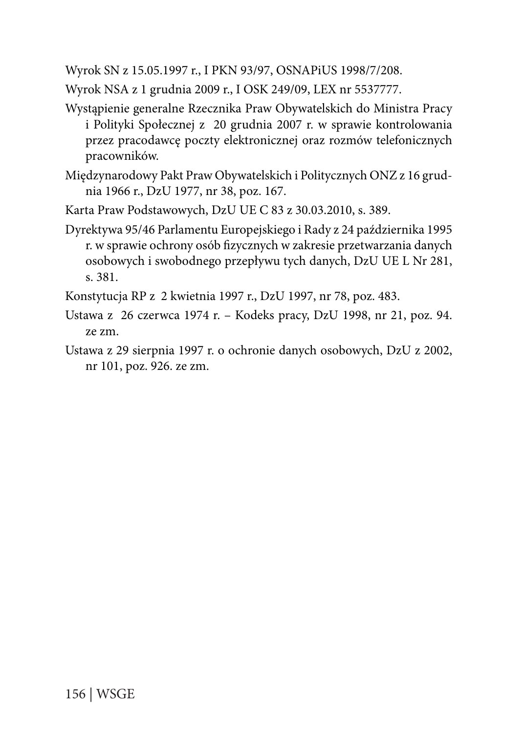Wyrok SN z 15.05.1997 r., I PKN 93/97, OSNAPiUS 1998/7/208.

Wyrok NSA z 1 grudnia 2009 r., I OSK 249/09, LEX nr 5537777.

Wystąpienie generalne Rzecznika Praw Obywatelskich do Ministra Pracy i Polityki Społecznej z 20 grudnia 2007 r. w sprawie kontrolowania przez pracodawcę poczty elektronicznej oraz rozmów telefonicznych pracowników.

Międzynarodowy Pakt Praw Obywatelskich i Politycznych ONZ z 16 grudnia 1966 r., DzU 1977, nr 38, poz. 167.

Karta Praw Podstawowych, DzU UE C 83 z 30.03.2010, s. 389.

Dyrektywa 95/46 Parlamentu Europejskiego i Rady z 24 października 1995 r. w sprawie ochrony osób fizycznych w zakresie przetwarzania danych osobowych i swobodnego przepływu tych danych, DzU UE L Nr 281, s. 381.

Konstytucja RP z 2 kwietnia 1997 r., DzU 1997, nr 78, poz. 483.

Ustawa z 26 czerwca 1974 r. – Kodeks pracy, DzU 1998, nr 21, poz. 94. ze zm.

Ustawa z 29 sierpnia 1997 r. o ochronie danych osobowych, DzU z 2002, nr 101, poz. 926. ze zm.